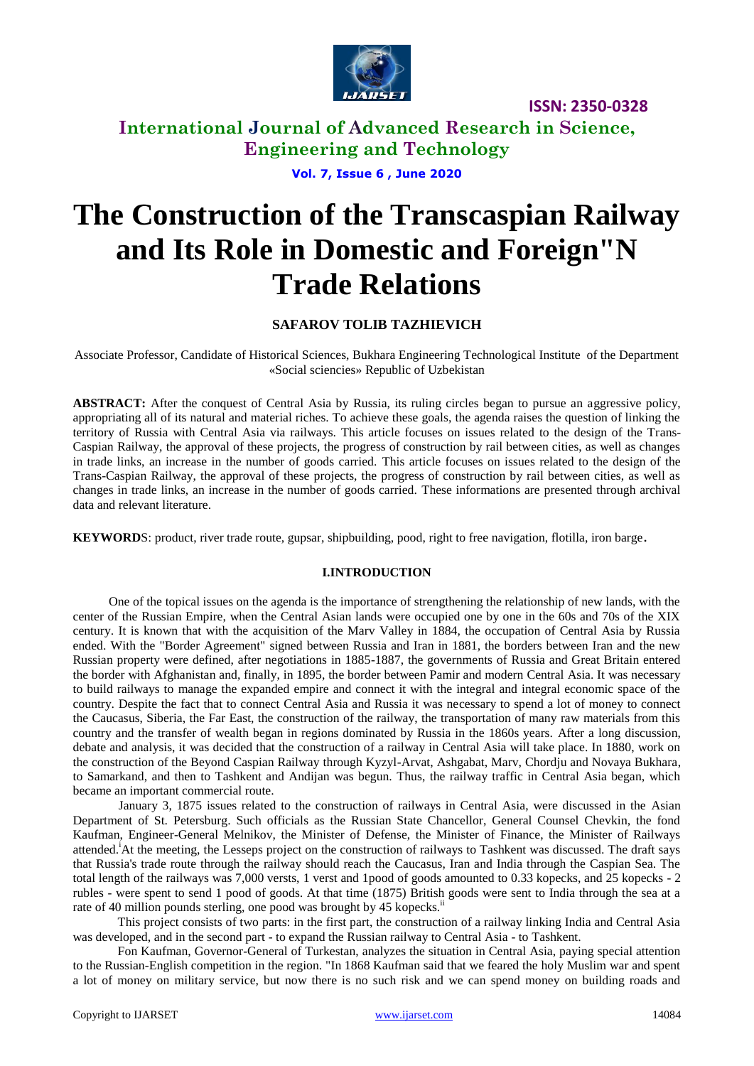# The Construction of the Transcaspian Railway and Its Role in Domestic and Foreign"N Trade Relations

**SAFAROV TOLIB TAZHIEVICH**

Associate Professor, Candidate of Historical Sciences, Bukhara Engineering Technological Institute of the Department «Social sciencies» Republic of Uzbekistan

**ABSTRACT:** After the conquest of Central Asia by Russia, its ruling circles began to pursue an aggressive policy, appropriating all of its natural and material riches. To achieve these goals, the agenda raises the question of linking the territory of Russia with Central Asia via railways. This article focuses on issues related to the design of the Trans-Caspian Railway, the approval of these projects, the progress of construction by rail between cities, as well as changes in trade links, an increase in the number of goods carried. This article focuses on issues related to the design of the Trans-Caspian Railway, the approval of these projects, the progress of construction by rail between cities, as well as changes in trade links, an increase in the number of goods carried. These informations are presented through archival data and relevant literature.

**KEYWORDS**: product, river trade route, gupsar, shipbuilding, pood, right to free navigation, flotilla, iron barge.

## I.INTRODUCTION

One of the topical issues on the agenda is the importance of strengthening the relationship of new lands, with the center of the Russian Empire, when the Central Asian lands were occupied one by one in the 60s and 70s of the XIX century. It is known that with the acquisition of the Marv Valley in 1884, the occupation of Central Asia by Russia ended. With the "Border Agreement" signed between Russia and Iran in 1881, the borders between Iran and the new Russian property were defined, after negotiations in 1885-1887, the governments of Russia and Great Britain entered the border with Afghanistan and, finally, in 1895, the border between Pamir and modern Central Asia. It was necessary to build railways to manage the expanded empire and connect it with the integral and integral economic space of the country. Despite the fact that to connect Central Asia and Russia it was necessary to spend a lot of money to connect the Caucasus, Siberia, the Far East, the construction of the railway, the transportation of many raw materials from this country and the transfer of wealth began in regions dominated by Russia in the 1860s years. After a long discussion, debate and analysis, it was decided that the construction of a railway in Central Asia will take place. In 1880, work on the construction of the Beyond Caspian Railway through Kyzyl-Arvat, Ashgabat, Marv, Chordju and Novaya Bukhara, to Samarkand, and then to Tashkent and Andijan was begun. Thus, the railway traffic in Central Asia began, which became an important commercial route.

January 3, 1875 issues related to the construction of railways in Central Asia, were discussed in the Asian Department of St. Petersburg. Such officials as the Russian State Chancellor, General Counsel Chevkin, the fond Kaufman, Engineer-General Melnikov, the Minister of Defense, the Minister of Finance, the Minister of Railways attended.[i] At the meeting, the Lesseps project on the construction of railways to Tashkent was discussed. The draft says that Russia's trade route through the railway should reach the Caucasus, Iran and India through the Caspian Sea. The total length of the railways was 7,000 versts, 1 verst and 1pood of goods amounted to 0.33 kopecks, and 25 kopecks - 2 rubles - were spent to send 1 pood of goods. At that time (1875) British goods were sent to India through the sea at a rate of 40 million pounds sterling, one pood was brought by 45 kopecks.[ii]

This project consists of two parts: in the first part, the construction of a railway linking India and Central Asia was developed, and in the second part - to expand the Russian railway to Central Asia - to Tashkent.

Fon Kaufman, Governor-General of Turkestan, analyzes the situation in Central Asia, paying special attention to the Russian-English competition in the region. "In 1868 Kaufman said that we feared the holy Muslim war and spent a lot of money on military service, but now there is no such risk and we can spend money on building roads and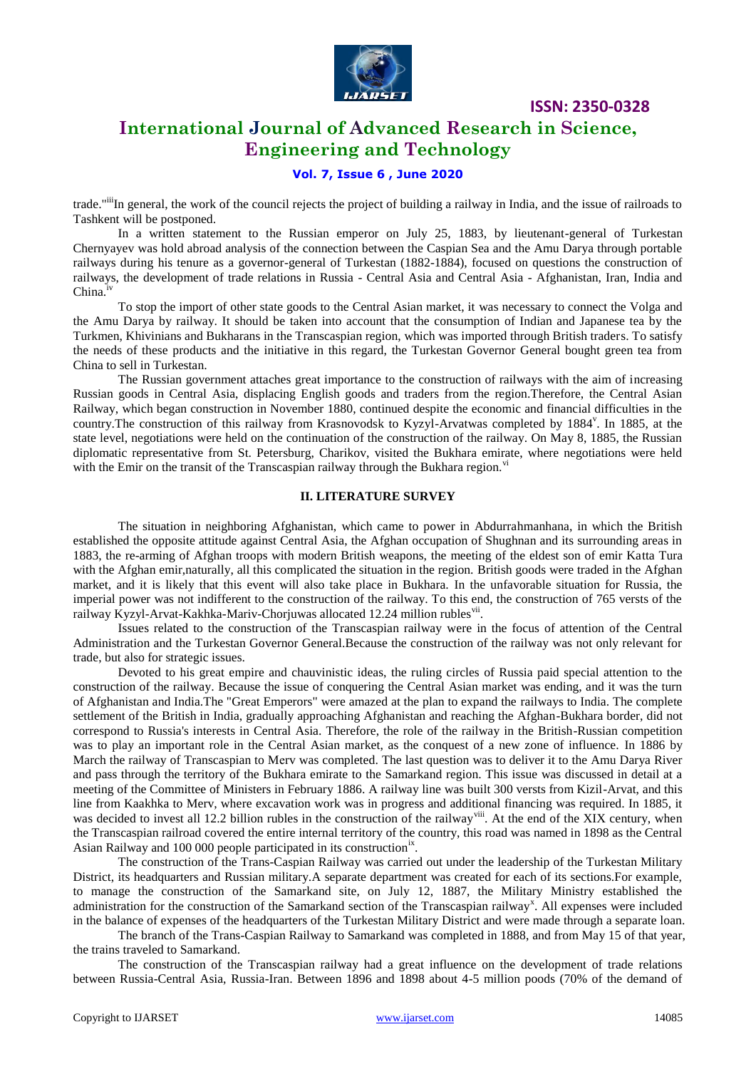trade."[iii]In general, the work of the council rejects the project of building a railway in India, and the issue of railroads to Tashkent will be postponed.

In a written statement to the Russian emperor on July 25, 1883, by lieutenant-general of Turkestan Chernyayev was hold abroad analysis of the connection between the Caspian Sea and the Amu Darya through portable railways during his tenure as a governor-general of Turkestan (1882-1884), focused on questions the construction of railways, the development of trade relations in Russia - Central Asia and Central Asia - Afghanistan, Iran, India and China.[iv]

To stop the import of other state goods to the Central Asian market, it was necessary to connect the Volga and the Amu Darya by railway. It should be taken into account that the consumption of Indian and Japanese tea by the Turkmen, Khivinians and Bukharans in the Transcaspian region, which was imported through British traders. To satisfy the needs of these products and the initiative in this regard, the Turkestan Governor General bought green tea from China to sell in Turkestan.

The Russian government attaches great importance to the construction of railways with the aim of increasing Russian goods in Central Asia, displacing English goods and traders from the region.Therefore, the Central Asian Railway, which began construction in November 1880, continued despite the economic and financial difficulties in the country.The construction of this railway from Krasnovodsk to Kyzyl-Arvatwas completed by 1884[v]. In 1885, at the state level, negotiations were held on the continuation of the construction of the railway. On May 8, 1885, the Russian diplomatic representative from St. Petersburg, Charikov, visited the Bukhara emirate, where negotiations were held with the Emir on the transit of the Transcaspian railway through the Bukhara region.[vi]

## II. LITERATURE SURVEY

The situation in neighboring Afghanistan, which came to power in Abdurrahmanhana, in which the British established the opposite attitude against Central Asia, the Afghan occupation of Shughnan and its surrounding areas in 1883, the re-arming of Afghan troops with modern British weapons, the meeting of the eldest son of emir Katta Tura with the Afghan emir,naturally, all this complicated the situation in the region. British goods were traded in the Afghan market, and it is likely that this event will also take place in Bukhara. In the unfavorable situation for Russia, the imperial power was not indifferent to the construction of the railway. To this end, the construction of 765 versts of the railway Kyzyl-Arvat-Kakhka-Mariv-Chorjuwas allocated 12.24 million rubles[vii].

Issues related to the construction of the Transcaspian railway were in the focus of attention of the Central Administration and the Turkestan Governor General.Because the construction of the railway was not only relevant for trade, but also for strategic issues.

Devoted to his great empire and chauvinistic ideas, the ruling circles of Russia paid special attention to the construction of the railway. Because the issue of conquering the Central Asian market was ending, and it was the turn of Afghanistan and India.The "Great Emperors" were amazed at the plan to expand the railways to India. The complete settlement of the British in India, gradually approaching Afghanistan and reaching the Afghan-Bukhara border, did not correspond to Russia's interests in Central Asia. Therefore, the role of the railway in the British-Russian competition was to play an important role in the Central Asian market, as the conquest of a new zone of influence. In 1886 by March the railway of Transcaspian to Merv was completed. The last question was to deliver it to the Amu Darya River and pass through the territory of the Bukhara emirate to the Samarkand region. This issue was discussed in detail at a meeting of the Committee of Ministers in February 1886. A railway line was built 300 versts from Kizil-Arvat, and this line from Kaakhka to Merv, where excavation work was in progress and additional financing was required. In 1885, it was decided to invest all 12.2 billion rubles in the construction of the railway[viii]. At the end of the XIX century, when the Transcaspian railroad covered the entire internal territory of the country, this road was named in 1898 as the Central Asian Railway and 100 000 people participated in its construction[ix].

The construction of the Trans-Caspian Railway was carried out under the leadership of the Turkestan Military District, its headquarters and Russian military.A separate department was created for each of its sections.For example, to manage the construction of the Samarkand site, on July 12, 1887, the Military Ministry established the administration for the construction of the Samarkand section of the Transcaspian railway[x]. All expenses were included in the balance of expenses of the headquarters of the Turkestan Military District and were made through a separate loan.

The branch of the Trans-Caspian Railway to Samarkand was completed in 1888, and from May 15 of that year, the trains traveled to Samarkand.

The construction of the Transcaspian railway had a great influence on the development of trade relations between Russia-Central Asia, Russia-Iran. Between 1896 and 1898 about 4-5 million poods (70% of the demand of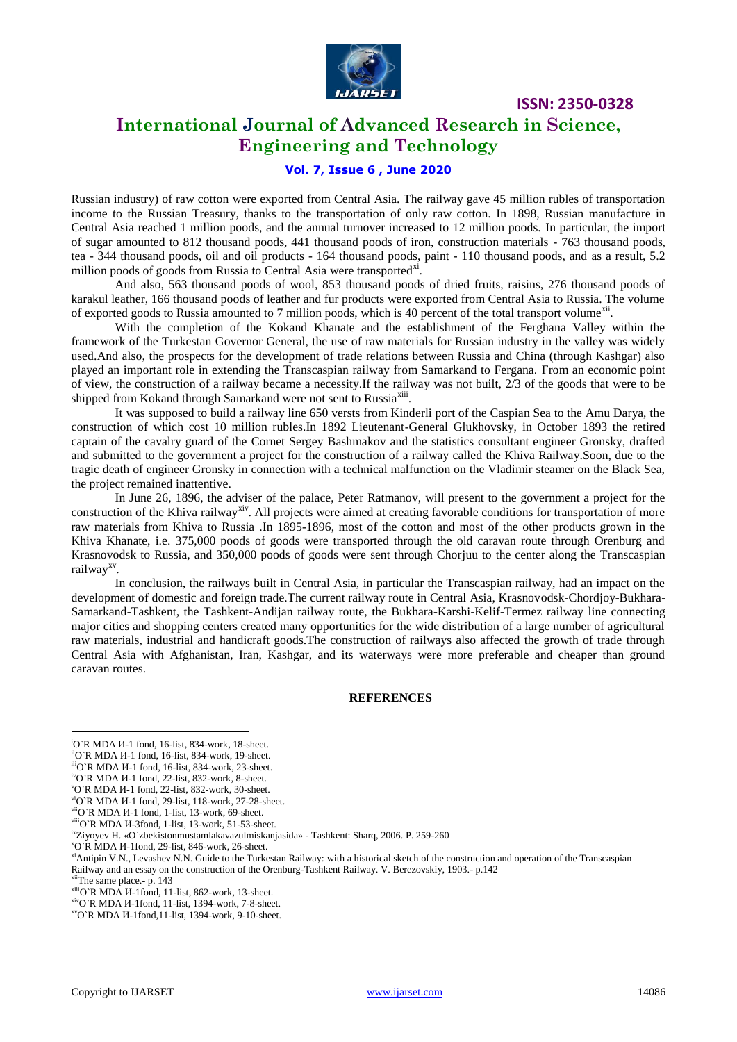Russian industry) of raw cotton were exported from Central Asia. The railway gave 45 million rubles of transportation income to the Russian Treasury, thanks to the transportation of only raw cotton. In 1898, Russian manufacture in Central Asia reached 1 million poods, and the annual turnover increased to 12 million poods. In particular, the import of sugar amounted to 812 thousand poods, 441 thousand poods of iron, construction materials - 763 thousand poods, tea - 344 thousand poods, oil and oil products - 164 thousand poods, paint - 110 thousand poods, and as a result, 5.2 million poods of goods from Russia to Central Asia were transported[xi].

And also, 563 thousand poods of wool, 853 thousand poods of dried fruits, raisins, 276 thousand poods of karakul leather, 166 thousand poods of leather and fur products were exported from Central Asia to Russia. The volume of exported goods to Russia amounted to 7 million poods, which is 40 percent of the total transport volume[xii].

With the completion of the Kokand Khanate and the establishment of the Ferghana Valley within the framework of the Turkestan Governor General, the use of raw materials for Russian industry in the valley was widely used.And also, the prospects for the development of trade relations between Russia and China (through Kashgar) also played an important role in extending the Transcaspian railway from Samarkand to Fergana. From an economic point of view, the construction of a railway became a necessity.If the railway was not built, 2/3 of the goods that were to be shipped from Kokand through Samarkand were not sent to Russia[xiii].

It was supposed to build a railway line 650 versts from Kinderli port of the Caspian Sea to the Amu Darya, the construction of which cost 10 million rubles.In 1892 Lieutenant-General Glukhovsky, in October 1893 the retired captain of the cavalry guard of the Cornet Sergey Bashmakov and the statistics consultant engineer Gronsky, drafted and submitted to the government a project for the construction of a railway called the Khiva Railway.Soon, due to the tragic death of engineer Gronsky in connection with a technical malfunction on the Vladimir steamer on the Black Sea, the project remained inattentive.

In June 26, 1896, the adviser of the palace, Peter Ratmanov, will present to the government a project for the construction of the Khiva railway[xiv]. All projects were aimed at creating favorable conditions for transportation of more raw materials from Khiva to Russia .In 1895-1896, most of the cotton and most of the other products grown in the Khiva Khanate, i.e. 375,000 poods of goods were transported through the old caravan route through Orenburg and Krasnovodsk to Russia, and 350,000 poods of goods were sent through Chorjuu to the center along the Transcaspian railway[xv].

In conclusion, the railways built in Central Asia, in particular the Transcaspian railway, had an impact on the development of domestic and foreign trade.The current railway route in Central Asia, Krasnovodsk-Chordjoy-Bukhara-Samarkand-Tashkent, the Tashkent-Andijan railway route, the Bukhara-Karshi-Kelif-Termez railway line connecting major cities and shopping centers created many opportunities for the wide distribution of a large number of agricultural raw materials, industrial and handicraft goods.The construction of railways also affected the growth of trade through Central Asia with Afghanistan, Iran, Kashgar, and its waterways were more preferable and cheaper than ground caravan routes.

## REFERENCES

[i] O`R MDA И-1 fond, 16-list, 834-work, 18-sheet.
[ii] O`R MDA И-1 fond, 16-list, 834-work, 19-sheet.
[iii] O`R MDA И-1 fond, 16-list, 834-work, 23-sheet.
[iv] O`R MDA И-1 fond, 22-list, 832-work, 8-sheet.
[v] O`R MDA И-1 fond, 22-list, 832-work, 30-sheet.
[vi] O`R MDA И-1 fond, 29-list, 118-work, 27-28-sheet.
[vii] O`R MDA И-1 fond, 1-list, 13-work, 69-sheet.
[viii] O`R MDA И-3fond, 1-list, 13-work, 51-53-sheet.
[ix] Ziyoyev H. «O`zbekistonmustamlakavazulmiskanjasida» - Tashkent: Sharq, 2006. P. 259-260
[x] O`R MDA И-1fond, 29-list, 846-work, 26-sheet.
[xi] Antipin V.N., Levashev N.N. Guide to the Turkestan Railway: with a historical sketch of the construction and operation of the Transcaspian Railway and an essay on the construction of the Orenburg-Tashkent Railway. V. Berezovskiy, 1903.- p.142
[xii] The same place.- p. 143
[xiii] O`R MDA И-1fond, 11-list, 862-work, 13-sheet.
[xiv] O`R MDA И-1fond, 11-list, 1394-work, 7-8-sheet.
[xv] O`R MDA И-1fond,11-list, 1394-work, 9-10-sheet.